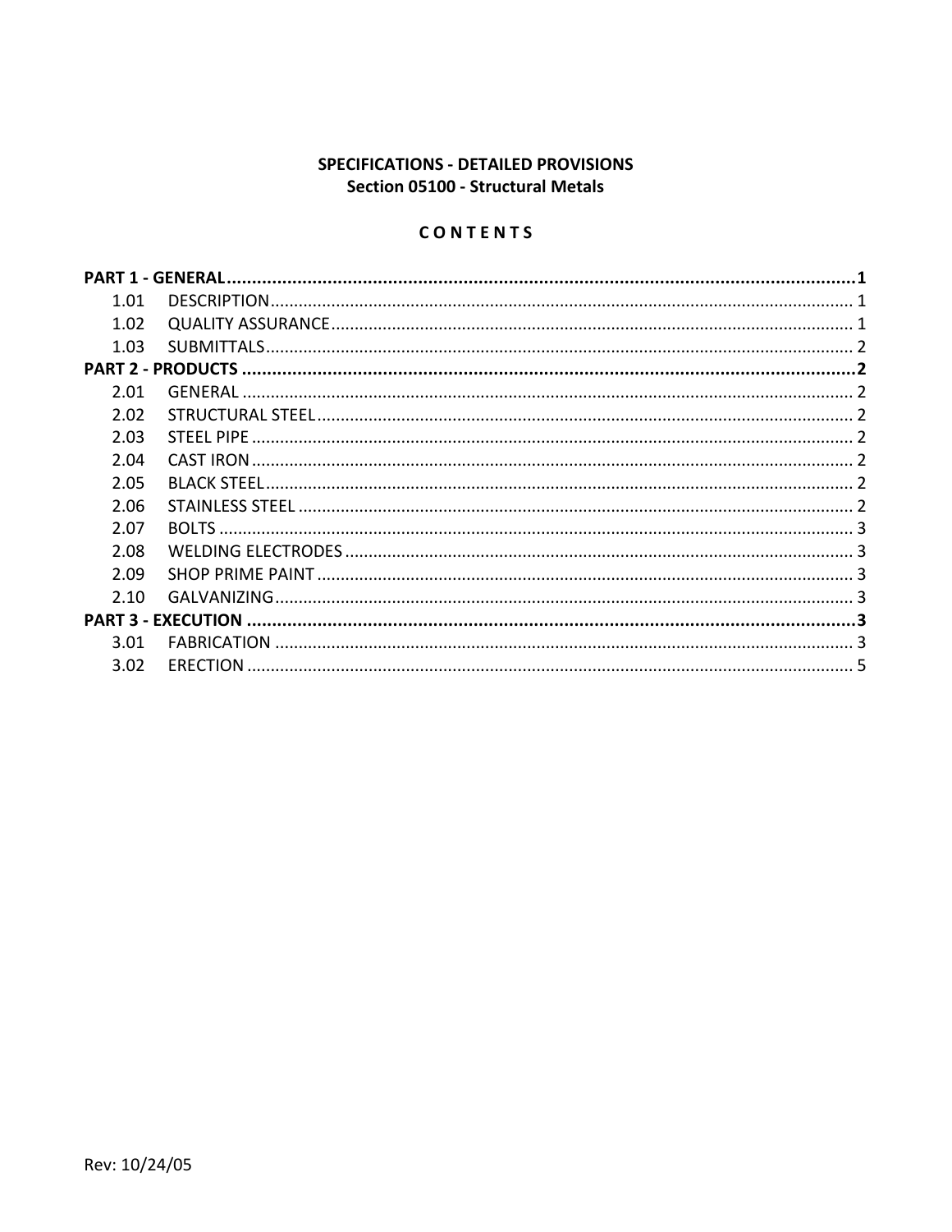**SPECIFICATIONS - DETAILED PROVISIONS**
**Section 05100 - Structural Metals**

## C O N T E N T S

| | | |
|---|---|---|
| **PART 1 - GENERAL** | | **1** |
| 1.01 | DESCRIPTION | 1 |
| 1.02 | QUALITY ASSURANCE | 1 |
| 1.03 | SUBMITTALS | 2 |
| **PART 2 - PRODUCTS** | | **2** |
| 2.01 | GENERAL | 2 |
| 2.02 | STRUCTURAL STEEL | 2 |
| 2.03 | STEEL PIPE | 2 |
| 2.04 | CAST IRON | 2 |
| 2.05 | BLACK STEEL | 2 |
| 2.06 | STAINLESS STEEL | 2 |
| 2.07 | BOLTS | 3 |
| 2.08 | WELDING ELECTRODES | 3 |
| 2.09 | SHOP PRIME PAINT | 3 |
| 2.10 | GALVANIZING | 3 |
| **PART 3 - EXECUTION** | | **3** |
| 3.01 | FABRICATION | 3 |
| 3.02 | ERECTION | 5 |

Rev: 10/24/05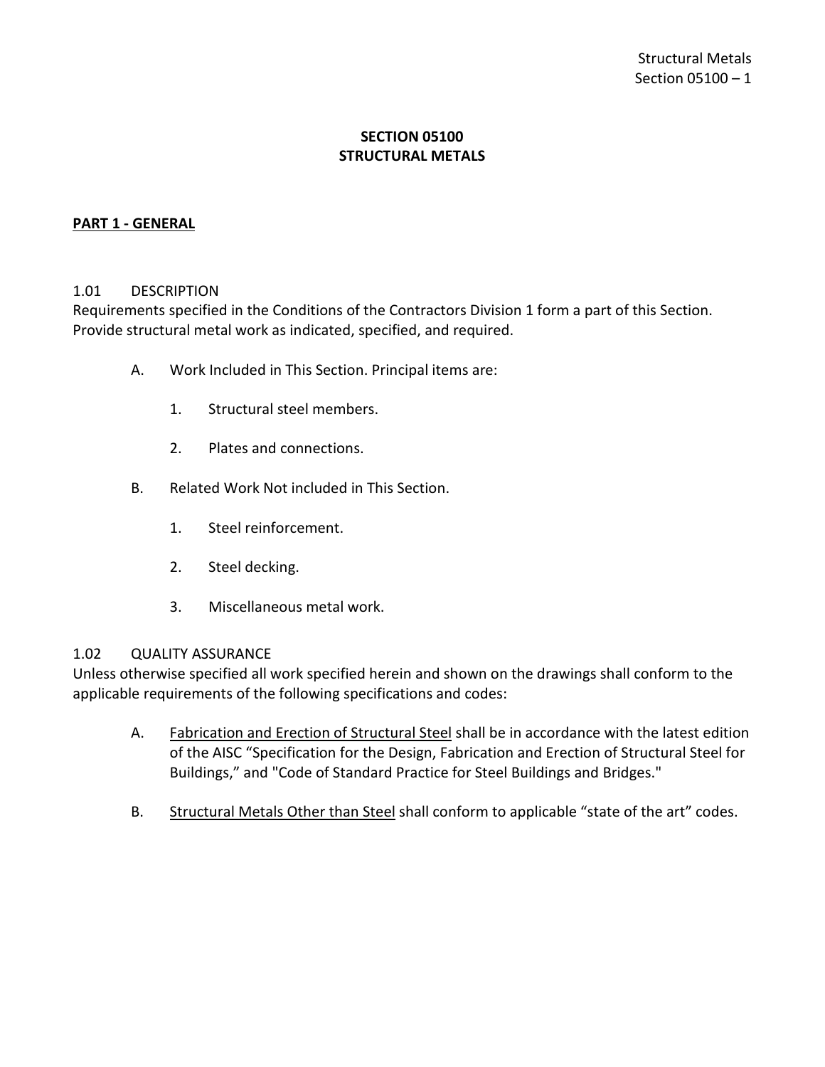# SECTION 05100
# STRUCTURAL METALS

## PART 1 - GENERAL

### 1.01 DESCRIPTION

Requirements specified in the Conditions of the Contractors Division 1 form a part of this Section. Provide structural metal work as indicated, specified, and required.

A. Work Included in This Section. Principal items are:

   1. Structural steel members.

   2. Plates and connections.

B. Related Work Not included in This Section.

   1. Steel reinforcement.

   2. Steel decking.

   3. Miscellaneous metal work.

### 1.02 QUALITY ASSURANCE

Unless otherwise specified all work specified herein and shown on the drawings shall conform to the applicable requirements of the following specifications and codes:

A. <u>Fabrication and Erection of Structural Steel</u> shall be in accordance with the latest edition of the AISC "Specification for the Design, Fabrication and Erection of Structural Steel for Buildings," and "Code of Standard Practice for Steel Buildings and Bridges."

B. <u>Structural Metals Other than Steel</u> shall conform to applicable "state of the art" codes.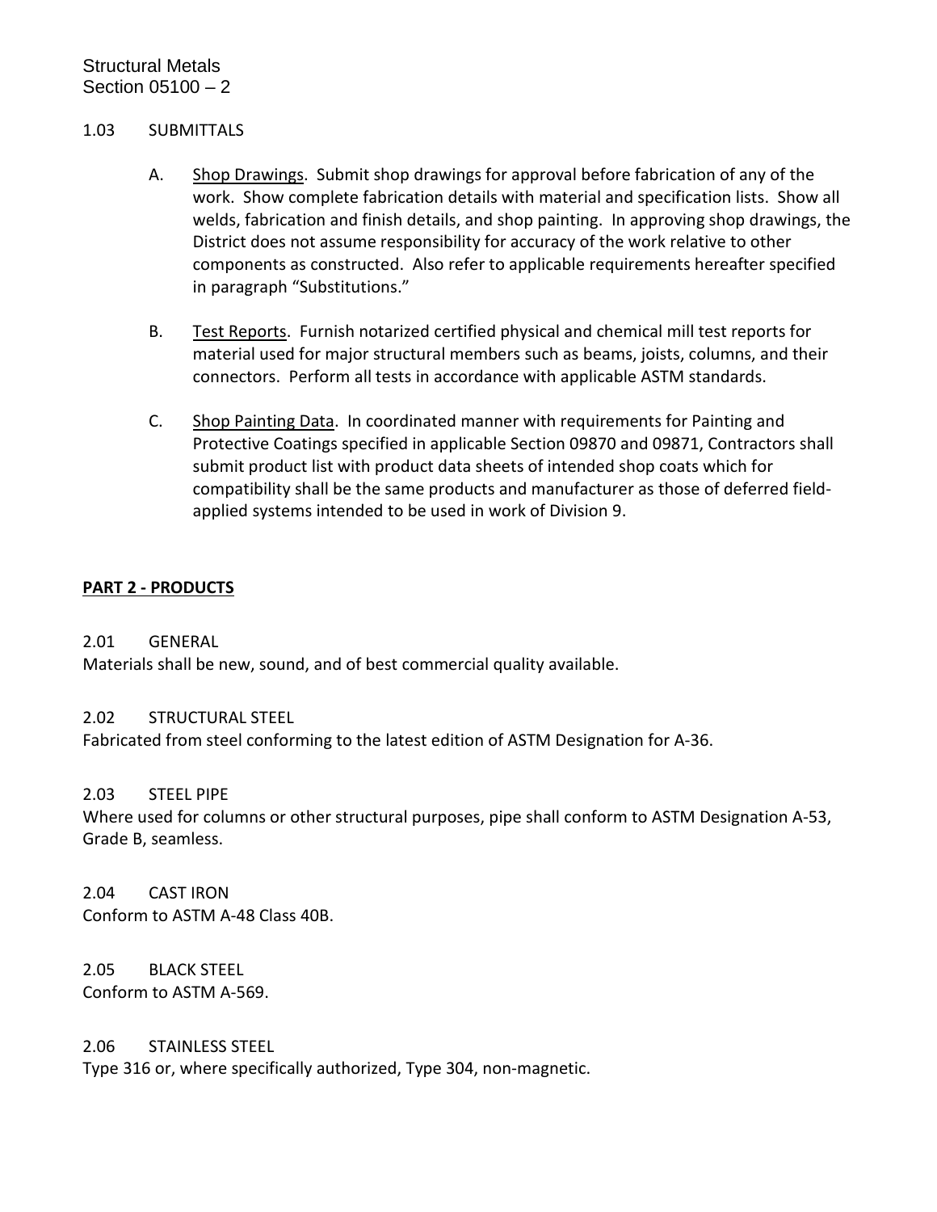1.03 SUBMITTALS

A. Shop Drawings. Submit shop drawings for approval before fabrication of any of the work. Show complete fabrication details with material and specification lists. Show all welds, fabrication and finish details, and shop painting. In approving shop drawings, the District does not assume responsibility for accuracy of the work relative to other components as constructed. Also refer to applicable requirements hereafter specified in paragraph "Substitutions."

B. Test Reports. Furnish notarized certified physical and chemical mill test reports for material used for major structural members such as beams, joists, columns, and their connectors. Perform all tests in accordance with applicable ASTM standards.

C. Shop Painting Data. In coordinated manner with requirements for Painting and Protective Coatings specified in applicable Section 09870 and 09871, Contractors shall submit product list with product data sheets of intended shop coats which for compatibility shall be the same products and manufacturer as those of deferred field-applied systems intended to be used in work of Division 9.

## PART 2 - PRODUCTS

2.01 GENERAL

Materials shall be new, sound, and of best commercial quality available.

2.02 STRUCTURAL STEEL

Fabricated from steel conforming to the latest edition of ASTM Designation for A-36.

2.03 STEEL PIPE

Where used for columns or other structural purposes, pipe shall conform to ASTM Designation A-53, Grade B, seamless.

2.04 CAST IRON

Conform to ASTM A-48 Class 40B.

2.05 BLACK STEEL

Conform to ASTM A-569.

2.06 STAINLESS STEEL

Type 316 or, where specifically authorized, Type 304, non-magnetic.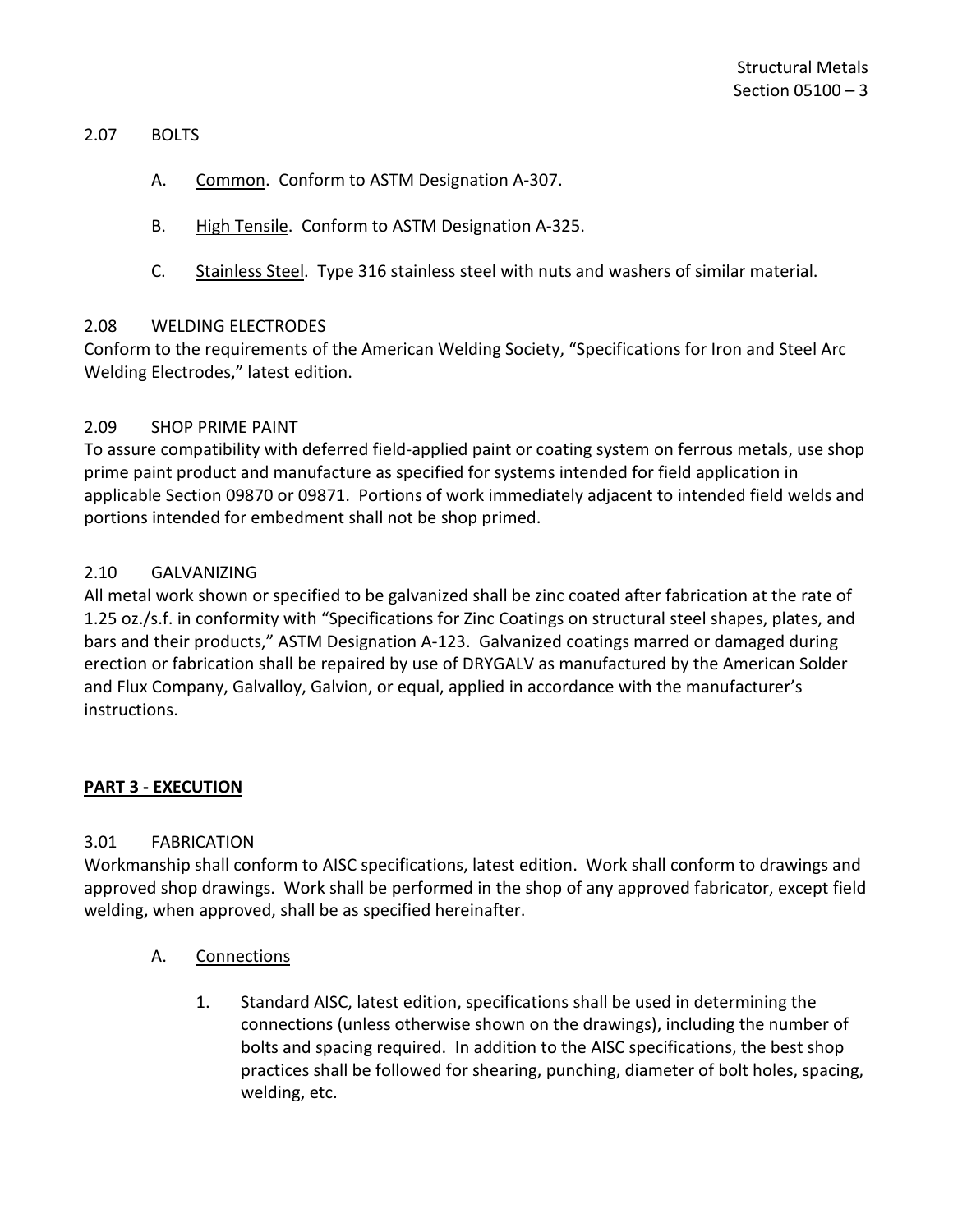### 2.07 BOLTS

A. Common. Conform to ASTM Designation A-307.

B. High Tensile. Conform to ASTM Designation A-325.

C. Stainless Steel. Type 316 stainless steel with nuts and washers of similar material.

### 2.08 WELDING ELECTRODES

Conform to the requirements of the American Welding Society, "Specifications for Iron and Steel Arc Welding Electrodes," latest edition.

### 2.09 SHOP PRIME PAINT

To assure compatibility with deferred field-applied paint or coating system on ferrous metals, use shop prime paint product and manufacture as specified for systems intended for field application in applicable Section 09870 or 09871. Portions of work immediately adjacent to intended field welds and portions intended for embedment shall not be shop primed.

### 2.10 GALVANIZING

All metal work shown or specified to be galvanized shall be zinc coated after fabrication at the rate of 1.25 oz./s.f. in conformity with "Specifications for Zinc Coatings on structural steel shapes, plates, and bars and their products," ASTM Designation A-123. Galvanized coatings marred or damaged during erection or fabrication shall be repaired by use of DRYGALV as manufactured by the American Solder and Flux Company, Galvalloy, Galvion, or equal, applied in accordance with the manufacturer's instructions.

## PART 3 - EXECUTION

### 3.01 FABRICATION

Workmanship shall conform to AISC specifications, latest edition. Work shall conform to drawings and approved shop drawings. Work shall be performed in the shop of any approved fabricator, except field welding, when approved, shall be as specified hereinafter.

A. Connections

1. Standard AISC, latest edition, specifications shall be used in determining the connections (unless otherwise shown on the drawings), including the number of bolts and spacing required. In addition to the AISC specifications, the best shop practices shall be followed for shearing, punching, diameter of bolt holes, spacing, welding, etc.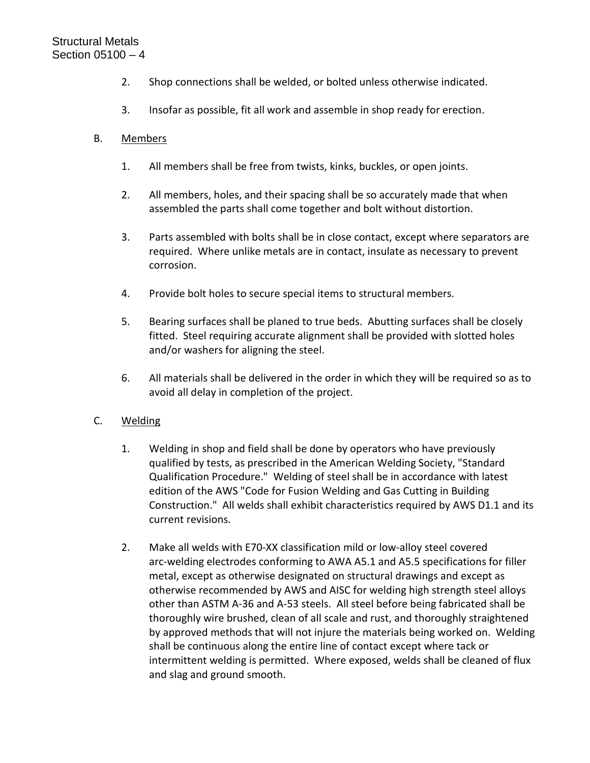2. Shop connections shall be welded, or bolted unless otherwise indicated.

3. Insofar as possible, fit all work and assemble in shop ready for erection.

B. Members

1. All members shall be free from twists, kinks, buckles, or open joints.

2. All members, holes, and their spacing shall be so accurately made that when assembled the parts shall come together and bolt without distortion.

3. Parts assembled with bolts shall be in close contact, except where separators are required. Where unlike metals are in contact, insulate as necessary to prevent corrosion.

4. Provide bolt holes to secure special items to structural members.

5. Bearing surfaces shall be planed to true beds. Abutting surfaces shall be closely fitted. Steel requiring accurate alignment shall be provided with slotted holes and/or washers for aligning the steel.

6. All materials shall be delivered in the order in which they will be required so as to avoid all delay in completion of the project.

C. Welding

1. Welding in shop and field shall be done by operators who have previously qualified by tests, as prescribed in the American Welding Society, "Standard Qualification Procedure." Welding of steel shall be in accordance with latest edition of the AWS "Code for Fusion Welding and Gas Cutting in Building Construction." All welds shall exhibit characteristics required by AWS D1.1 and its current revisions.

2. Make all welds with E70-XX classification mild or low-alloy steel covered arc-welding electrodes conforming to AWA A5.1 and A5.5 specifications for filler metal, except as otherwise designated on structural drawings and except as otherwise recommended by AWS and AISC for welding high strength steel alloys other than ASTM A-36 and A-53 steels. All steel before being fabricated shall be thoroughly wire brushed, clean of all scale and rust, and thoroughly straightened by approved methods that will not injure the materials being worked on. Welding shall be continuous along the entire line of contact except where tack or intermittent welding is permitted. Where exposed, welds shall be cleaned of flux and slag and ground smooth.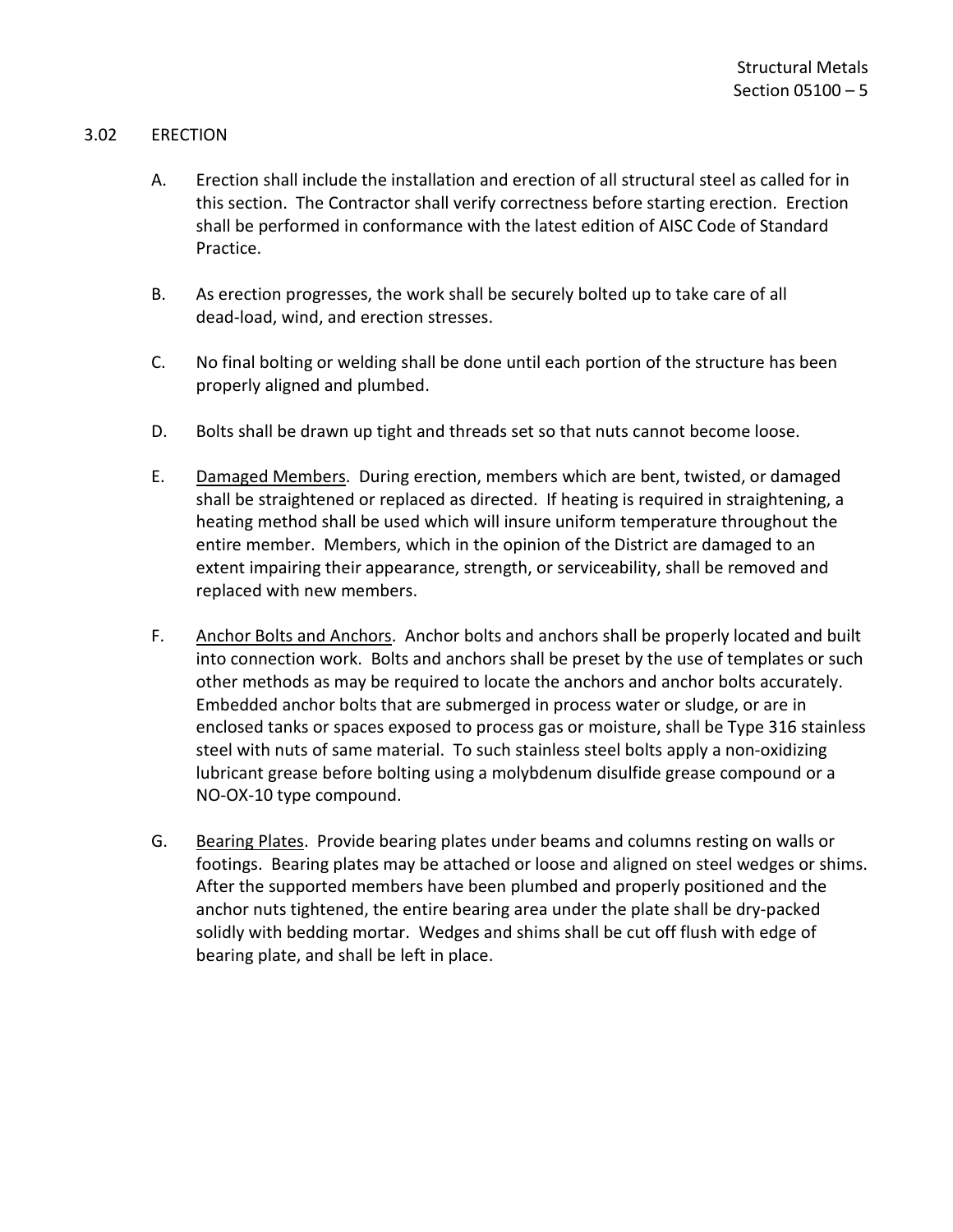## 3.02 ERECTION

A. Erection shall include the installation and erection of all structural steel as called for in this section. The Contractor shall verify correctness before starting erection. Erection shall be performed in conformance with the latest edition of AISC Code of Standard Practice.

B. As erection progresses, the work shall be securely bolted up to take care of all dead-load, wind, and erection stresses.

C. No final bolting or welding shall be done until each portion of the structure has been properly aligned and plumbed.

D. Bolts shall be drawn up tight and threads set so that nuts cannot become loose.

E. Damaged Members. During erection, members which are bent, twisted, or damaged shall be straightened or replaced as directed. If heating is required in straightening, a heating method shall be used which will insure uniform temperature throughout the entire member. Members, which in the opinion of the District are damaged to an extent impairing their appearance, strength, or serviceability, shall be removed and replaced with new members.

F. Anchor Bolts and Anchors. Anchor bolts and anchors shall be properly located and built into connection work. Bolts and anchors shall be preset by the use of templates or such other methods as may be required to locate the anchors and anchor bolts accurately. Embedded anchor bolts that are submerged in process water or sludge, or are in enclosed tanks or spaces exposed to process gas or moisture, shall be Type 316 stainless steel with nuts of same material. To such stainless steel bolts apply a non-oxidizing lubricant grease before bolting using a molybdenum disulfide grease compound or a NO-OX-10 type compound.

G. Bearing Plates. Provide bearing plates under beams and columns resting on walls or footings. Bearing plates may be attached or loose and aligned on steel wedges or shims. After the supported members have been plumbed and properly positioned and the anchor nuts tightened, the entire bearing area under the plate shall be dry-packed solidly with bedding mortar. Wedges and shims shall be cut off flush with edge of bearing plate, and shall be left in place.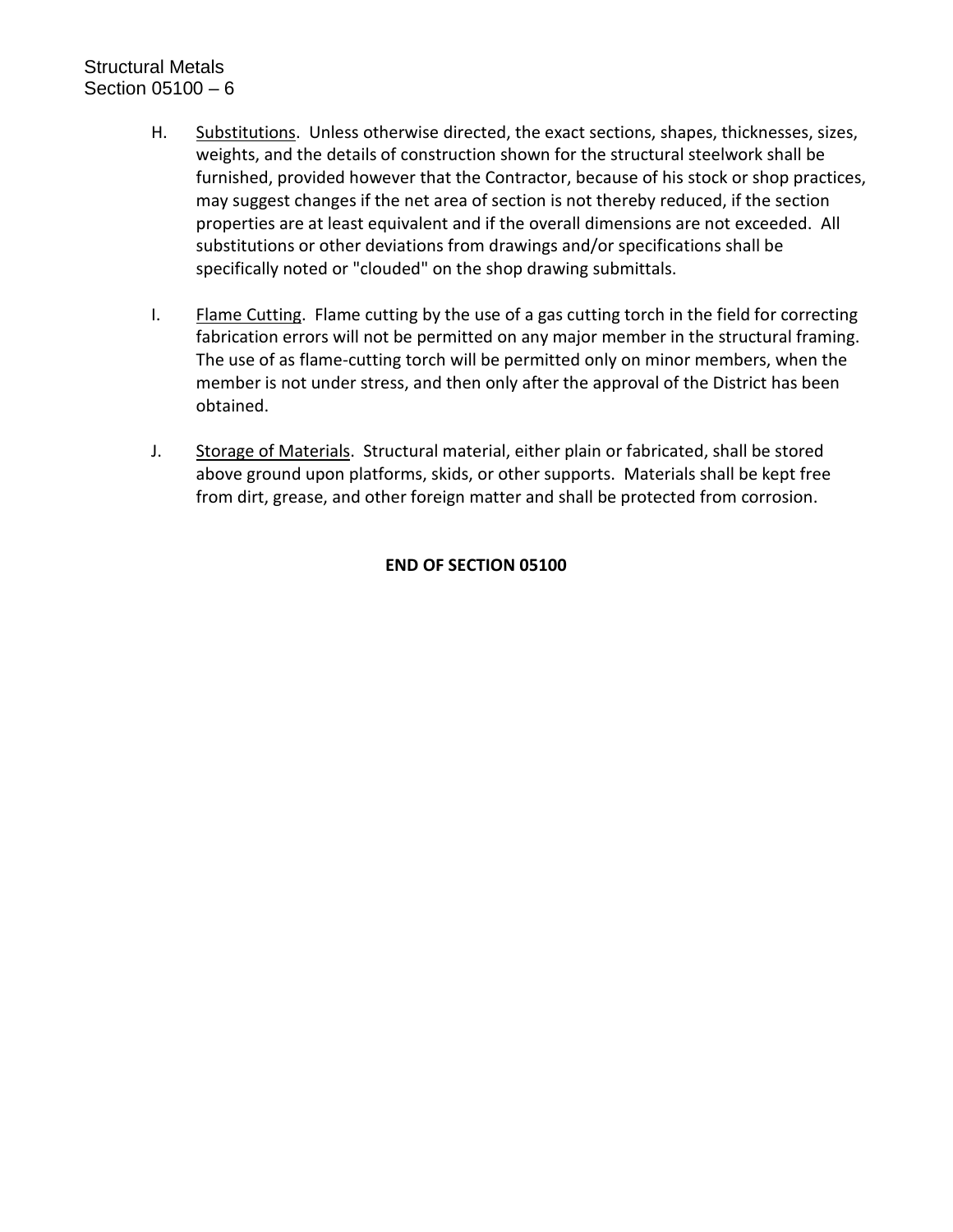H. Substitutions. Unless otherwise directed, the exact sections, shapes, thicknesses, sizes, weights, and the details of construction shown for the structural steelwork shall be furnished, provided however that the Contractor, because of his stock or shop practices, may suggest changes if the net area of section is not thereby reduced, if the section properties are at least equivalent and if the overall dimensions are not exceeded. All substitutions or other deviations from drawings and/or specifications shall be specifically noted or "clouded" on the shop drawing submittals.

I. Flame Cutting. Flame cutting by the use of a gas cutting torch in the field for correcting fabrication errors will not be permitted on any major member in the structural framing. The use of as flame-cutting torch will be permitted only on minor members, when the member is not under stress, and then only after the approval of the District has been obtained.

J. Storage of Materials. Structural material, either plain or fabricated, shall be stored above ground upon platforms, skids, or other supports. Materials shall be kept free from dirt, grease, and other foreign matter and shall be protected from corrosion.

**END OF SECTION 05100**